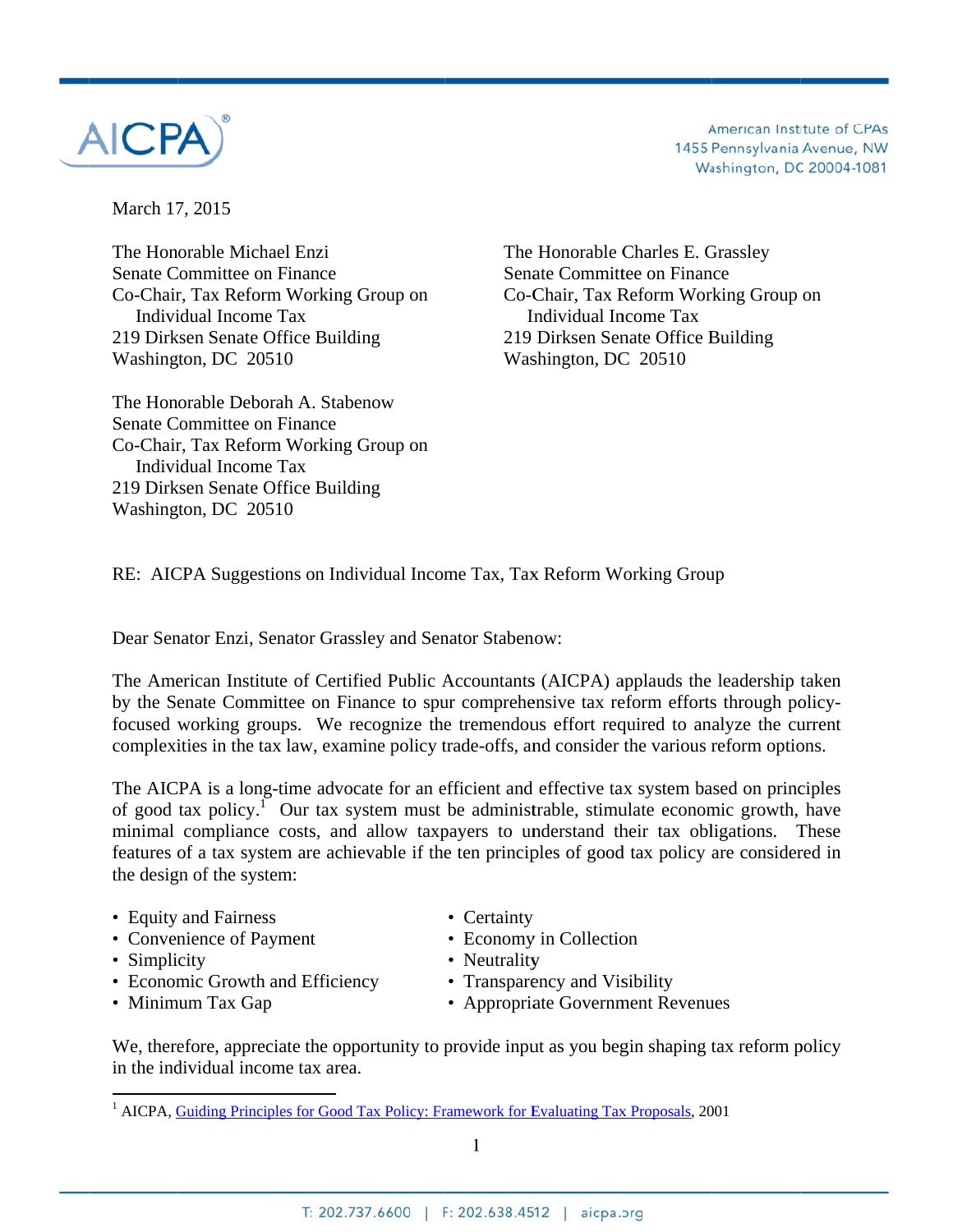AICPA

American Institute of CPAs
1455 Pennsylvania Avenue, NW
Washington, DC 20004-1081

March 17, 2015

The Honorable Michael Enzi
Senate Committee on Finance
Co-Chair, Tax Reform Working Group on Individual Income Tax
219 Dirksen Senate Office Building
Washington, DC 20510

The Honorable Charles E. Grassley
Senate Committee on Finance
Co-Chair, Tax Reform Working Group on Individual Income Tax
219 Dirksen Senate Office Building
Washington, DC 20510

The Honorable Deborah A. Stabenow
Senate Committee on Finance
Co-Chair, Tax Reform Working Group on Individual Income Tax
219 Dirksen Senate Office Building
Washington, DC 20510

RE: AICPA Suggestions on Individual Income Tax, Tax Reform Working Group

Dear Senator Enzi, Senator Grassley and Senator Stabenow:

The American Institute of Certified Public Accountants (AICPA) applauds the leadership taken by the Senate Committee on Finance to spur comprehensive tax reform efforts through policy-focused working groups. We recognize the tremendous effort required to analyze the current complexities in the tax law, examine policy trade-offs, and consider the various reform options.

The AICPA is a long-time advocate for an efficient and effective tax system based on principles of good tax policy.[1] Our tax system must be administrable, stimulate economic growth, have minimal compliance costs, and allow taxpayers to understand their tax obligations. These features of a tax system are achievable if the ten principles of good tax policy are considered in the design of the system:

- Equity and Fairness
- Convenience of Payment
- Simplicity
- Economic Growth and Efficiency
- Minimum Tax Gap
- Certainty
- Economy in Collection
- Neutrality
- Transparency and Visibility
- Appropriate Government Revenues

We, therefore, appreciate the opportunity to provide input as you begin shaping tax reform policy in the individual income tax area.

[1] AICPA, Guiding Principles for Good Tax Policy: Framework for Evaluating Tax Proposals, 2001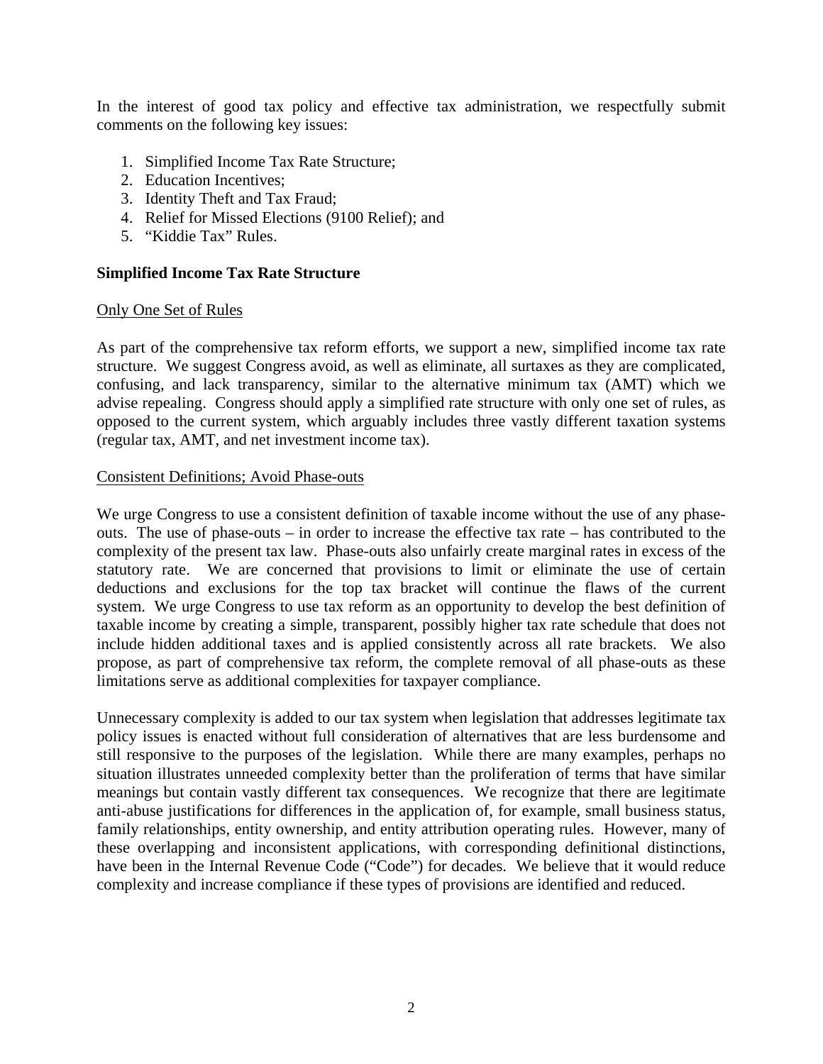In the interest of good tax policy and effective tax administration, we respectfully submit comments on the following key issues:

1. Simplified Income Tax Rate Structure;
2. Education Incentives;
3. Identity Theft and Tax Fraud;
4. Relief for Missed Elections (9100 Relief); and
5. "Kiddie Tax" Rules.

## Simplified Income Tax Rate Structure

### Only One Set of Rules

As part of the comprehensive tax reform efforts, we support a new, simplified income tax rate structure. We suggest Congress avoid, as well as eliminate, all surtaxes as they are complicated, confusing, and lack transparency, similar to the alternative minimum tax (AMT) which we advise repealing. Congress should apply a simplified rate structure with only one set of rules, as opposed to the current system, which arguably includes three vastly different taxation systems (regular tax, AMT, and net investment income tax).

### Consistent Definitions; Avoid Phase-outs

We urge Congress to use a consistent definition of taxable income without the use of any phase-outs. The use of phase-outs – in order to increase the effective tax rate – has contributed to the complexity of the present tax law. Phase-outs also unfairly create marginal rates in excess of the statutory rate. We are concerned that provisions to limit or eliminate the use of certain deductions and exclusions for the top tax bracket will continue the flaws of the current system. We urge Congress to use tax reform as an opportunity to develop the best definition of taxable income by creating a simple, transparent, possibly higher tax rate schedule that does not include hidden additional taxes and is applied consistently across all rate brackets. We also propose, as part of comprehensive tax reform, the complete removal of all phase-outs as these limitations serve as additional complexities for taxpayer compliance.

Unnecessary complexity is added to our tax system when legislation that addresses legitimate tax policy issues is enacted without full consideration of alternatives that are less burdensome and still responsive to the purposes of the legislation. While there are many examples, perhaps no situation illustrates unneeded complexity better than the proliferation of terms that have similar meanings but contain vastly different tax consequences. We recognize that there are legitimate anti-abuse justifications for differences in the application of, for example, small business status, family relationships, entity ownership, and entity attribution operating rules. However, many of these overlapping and inconsistent applications, with corresponding definitional distinctions, have been in the Internal Revenue Code ("Code") for decades. We believe that it would reduce complexity and increase compliance if these types of provisions are identified and reduced.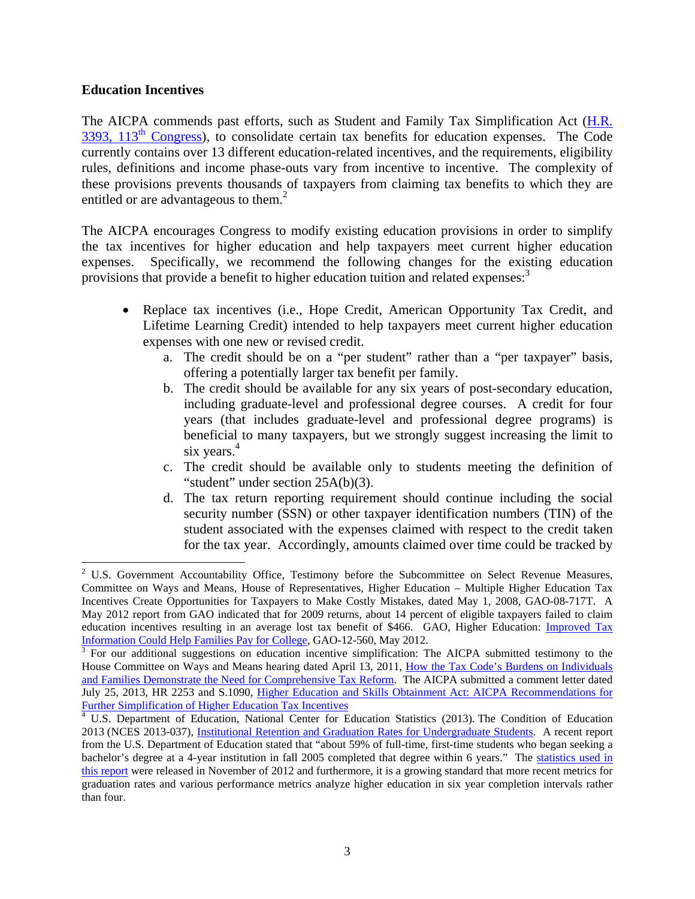**Education Incentives**

The AICPA commends past efforts, such as Student and Family Tax Simplification Act (H.R. 3393, 113th Congress), to consolidate certain tax benefits for education expenses. The Code currently contains over 13 different education-related incentives, and the requirements, eligibility rules, definitions and income phase-outs vary from incentive to incentive. The complexity of these provisions prevents thousands of taxpayers from claiming tax benefits to which they are entitled or are advantageous to them.[2]

The AICPA encourages Congress to modify existing education provisions in order to simplify the tax incentives for higher education and help taxpayers meet current higher education expenses. Specifically, we recommend the following changes for the existing education provisions that provide a benefit to higher education tuition and related expenses:[3]

- Replace tax incentives (i.e., Hope Credit, American Opportunity Tax Credit, and Lifetime Learning Credit) intended to help taxpayers meet current higher education expenses with one new or revised credit.
    a. The credit should be on a "per student" rather than a "per taxpayer" basis, offering a potentially larger tax benefit per family.
    b. The credit should be available for any six years of post-secondary education, including graduate-level and professional degree courses. A credit for four years (that includes graduate-level and professional degree programs) is beneficial to many taxpayers, but we strongly suggest increasing the limit to six years.[4]
    c. The credit should be available only to students meeting the definition of "student" under section 25A(b)(3).
    d. The tax return reporting requirement should continue including the social security number (SSN) or other taxpayer identification numbers (TIN) of the student associated with the expenses claimed with respect to the credit taken for the tax year. Accordingly, amounts claimed over time could be tracked by

---

[2] U.S. Government Accountability Office, Testimony before the Subcommittee on Select Revenue Measures, Committee on Ways and Means, House of Representatives, Higher Education – Multiple Higher Education Tax Incentives Create Opportunities for Taxpayers to Make Costly Mistakes, dated May 1, 2008, GAO-08-717T. A May 2012 report from GAO indicated that for 2009 returns, about 14 percent of eligible taxpayers failed to claim education incentives resulting in an average lost tax benefit of $466. GAO, Higher Education: Improved Tax Information Could Help Families Pay for College, GAO-12-560, May 2012.

[3] For our additional suggestions on education incentive simplification: The AICPA submitted testimony to the House Committee on Ways and Means hearing dated April 13, 2011, How the Tax Code's Burdens on Individuals and Families Demonstrate the Need for Comprehensive Tax Reform. The AICPA submitted a comment letter dated July 25, 2013, HR 2253 and S.1090, Higher Education and Skills Obtainment Act: AICPA Recommendations for Further Simplification of Higher Education Tax Incentives

[4] U.S. Department of Education, National Center for Education Statistics (2013). The Condition of Education 2013 (NCES 2013-037), Institutional Retention and Graduation Rates for Undergraduate Students. A recent report from the U.S. Department of Education stated that "about 59% of full-time, first-time students who began seeking a bachelor's degree at a 4-year institution in fall 2005 completed that degree within 6 years." The statistics used in this report were released in November of 2012 and furthermore, it is a growing standard that more recent metrics for graduation rates and various performance metrics analyze higher education in six year completion intervals rather than four.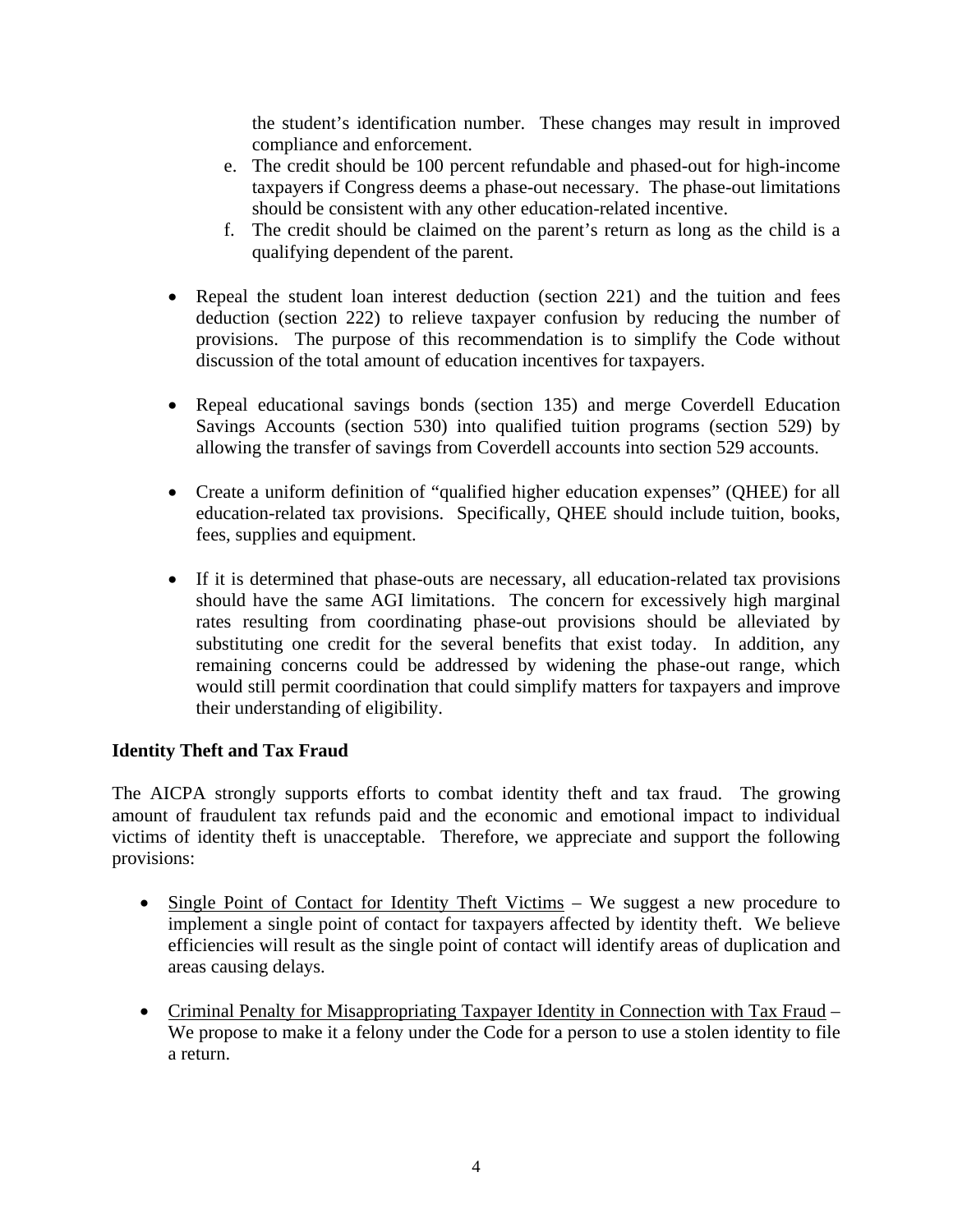the student's identification number. These changes may result in improved compliance and enforcement.

e. The credit should be 100 percent refundable and phased-out for high-income taxpayers if Congress deems a phase-out necessary. The phase-out limitations should be consistent with any other education-related incentive.

f. The credit should be claimed on the parent's return as long as the child is a qualifying dependent of the parent.

- Repeal the student loan interest deduction (section 221) and the tuition and fees deduction (section 222) to relieve taxpayer confusion by reducing the number of provisions. The purpose of this recommendation is to simplify the Code without discussion of the total amount of education incentives for taxpayers.

- Repeal educational savings bonds (section 135) and merge Coverdell Education Savings Accounts (section 530) into qualified tuition programs (section 529) by allowing the transfer of savings from Coverdell accounts into section 529 accounts.

- Create a uniform definition of "qualified higher education expenses" (QHEE) for all education-related tax provisions. Specifically, QHEE should include tuition, books, fees, supplies and equipment.

- If it is determined that phase-outs are necessary, all education-related tax provisions should have the same AGI limitations. The concern for excessively high marginal rates resulting from coordinating phase-out provisions should be alleviated by substituting one credit for the several benefits that exist today. In addition, any remaining concerns could be addressed by widening the phase-out range, which would still permit coordination that could simplify matters for taxpayers and improve their understanding of eligibility.

**Identity Theft and Tax Fraud**

The AICPA strongly supports efforts to combat identity theft and tax fraud. The growing amount of fraudulent tax refunds paid and the economic and emotional impact to individual victims of identity theft is unacceptable. Therefore, we appreciate and support the following provisions:

- Single Point of Contact for Identity Theft Victims – We suggest a new procedure to implement a single point of contact for taxpayers affected by identity theft. We believe efficiencies will result as the single point of contact will identify areas of duplication and areas causing delays.

- Criminal Penalty for Misappropriating Taxpayer Identity in Connection with Tax Fraud – We propose to make it a felony under the Code for a person to use a stolen identity to file a return.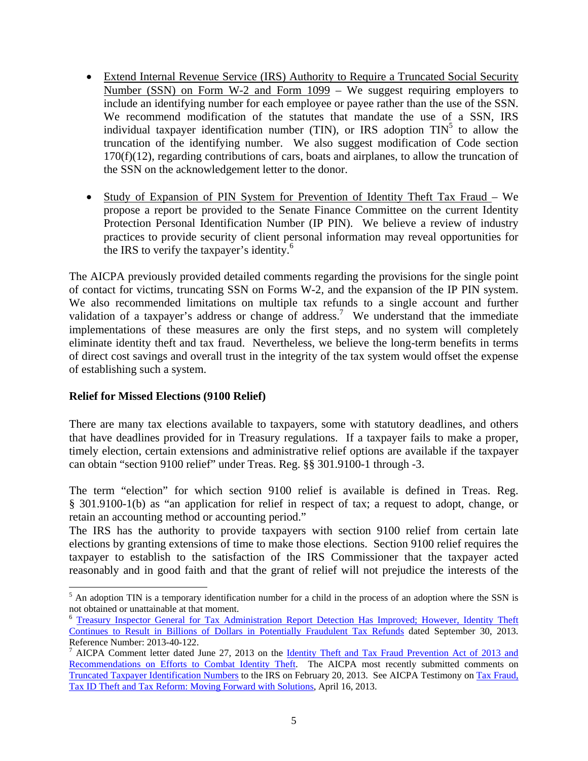- Extend Internal Revenue Service (IRS) Authority to Require a Truncated Social Security Number (SSN) on Form W-2 and Form 1099 – We suggest requiring employers to include an identifying number for each employee or payee rather than the use of the SSN. We recommend modification of the statutes that mandate the use of a SSN, IRS individual taxpayer identification number (TIN), or IRS adoption TIN[5] to allow the truncation of the identifying number. We also suggest modification of Code section 170(f)(12), regarding contributions of cars, boats and airplanes, to allow the truncation of the SSN on the acknowledgement letter to the donor.

- Study of Expansion of PIN System for Prevention of Identity Theft Tax Fraud – We propose a report be provided to the Senate Finance Committee on the current Identity Protection Personal Identification Number (IP PIN). We believe a review of industry practices to provide security of client personal information may reveal opportunities for the IRS to verify the taxpayer's identity.[6]

The AICPA previously provided detailed comments regarding the provisions for the single point of contact for victims, truncating SSN on Forms W-2, and the expansion of the IP PIN system. We also recommended limitations on multiple tax refunds to a single account and further validation of a taxpayer's address or change of address.[7] We understand that the immediate implementations of these measures are only the first steps, and no system will completely eliminate identity theft and tax fraud. Nevertheless, we believe the long-term benefits in terms of direct cost savings and overall trust in the integrity of the tax system would offset the expense of establishing such a system.

**Relief for Missed Elections (9100 Relief)**

There are many tax elections available to taxpayers, some with statutory deadlines, and others that have deadlines provided for in Treasury regulations. If a taxpayer fails to make a proper, timely election, certain extensions and administrative relief options are available if the taxpayer can obtain "section 9100 relief" under Treas. Reg. §§ 301.9100-1 through -3.

The term "election" for which section 9100 relief is available is defined in Treas. Reg. § 301.9100-1(b) as "an application for relief in respect of tax; a request to adopt, change, or retain an accounting method or accounting period."

The IRS has the authority to provide taxpayers with section 9100 relief from certain late elections by granting extensions of time to make those elections. Section 9100 relief requires the taxpayer to establish to the satisfaction of the IRS Commissioner that the taxpayer acted reasonably and in good faith and that the grant of relief will not prejudice the interests of the

---

[5] An adoption TIN is a temporary identification number for a child in the process of an adoption where the SSN is not obtained or unattainable at that moment.

[6] Treasury Inspector General for Tax Administration Report Detection Has Improved; However, Identity Theft Continues to Result in Billions of Dollars in Potentially Fraudulent Tax Refunds dated September 30, 2013. Reference Number: 2013-40-122.

[7] AICPA Comment letter dated June 27, 2013 on the Identity Theft and Tax Fraud Prevention Act of 2013 and Recommendations on Efforts to Combat Identity Theft. The AICPA most recently submitted comments on Truncated Taxpayer Identification Numbers to the IRS on February 20, 2013. See AICPA Testimony on Tax Fraud, Tax ID Theft and Tax Reform: Moving Forward with Solutions, April 16, 2013.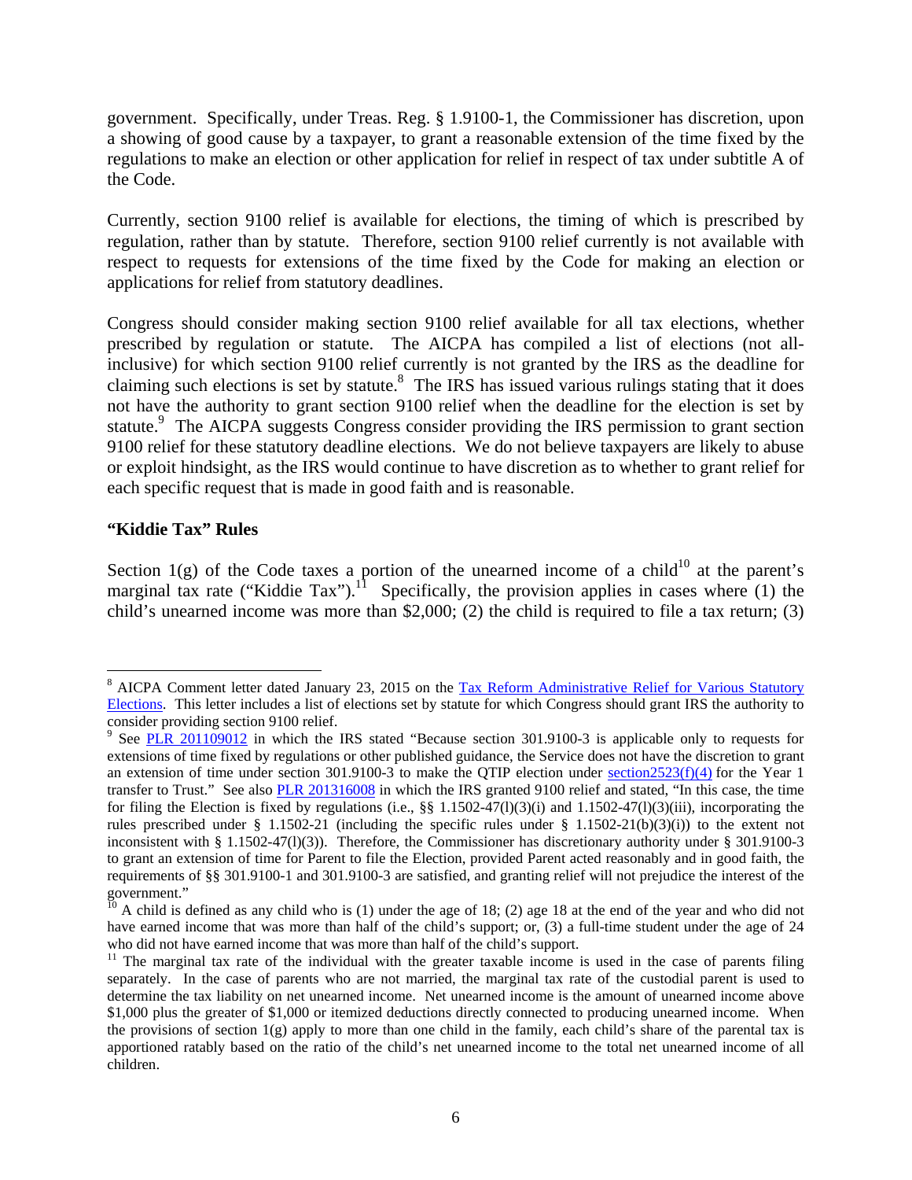government. Specifically, under Treas. Reg. § 1.9100-1, the Commissioner has discretion, upon a showing of good cause by a taxpayer, to grant a reasonable extension of the time fixed by the regulations to make an election or other application for relief in respect of tax under subtitle A of the Code.

Currently, section 9100 relief is available for elections, the timing of which is prescribed by regulation, rather than by statute. Therefore, section 9100 relief currently is not available with respect to requests for extensions of the time fixed by the Code for making an election or applications for relief from statutory deadlines.

Congress should consider making section 9100 relief available for all tax elections, whether prescribed by regulation or statute. The AICPA has compiled a list of elections (not all-inclusive) for which section 9100 relief currently is not granted by the IRS as the deadline for claiming such elections is set by statute.[8] The IRS has issued various rulings stating that it does not have the authority to grant section 9100 relief when the deadline for the election is set by statute.[9] The AICPA suggests Congress consider providing the IRS permission to grant section 9100 relief for these statutory deadline elections. We do not believe taxpayers are likely to abuse or exploit hindsight, as the IRS would continue to have discretion as to whether to grant relief for each specific request that is made in good faith and is reasonable.

## "Kiddie Tax" Rules

Section 1(g) of the Code taxes a portion of the unearned income of a child[10] at the parent's marginal tax rate ("Kiddie Tax").[11] Specifically, the provision applies in cases where (1) the child's unearned income was more than $2,000; (2) the child is required to file a tax return; (3)

---

[8] AICPA Comment letter dated January 23, 2015 on the Tax Reform Administrative Relief for Various Statutory Elections. This letter includes a list of elections set by statute for which Congress should grant IRS the authority to consider providing section 9100 relief.

[9] See PLR 201109012 in which the IRS stated "Because section 301.9100-3 is applicable only to requests for extensions of time fixed by regulations or other published guidance, the Service does not have the discretion to grant an extension of time under section 301.9100-3 to make the QTIP election under section2523(f)(4) for the Year 1 transfer to Trust." See also PLR 201316008 in which the IRS granted 9100 relief and stated, "In this case, the time for filing the Election is fixed by regulations (i.e., §§ 1.1502-47(l)(3)(i) and 1.1502-47(l)(3)(iii), incorporating the rules prescribed under § 1.1502-21 (including the specific rules under § 1.1502-21(b)(3)(i)) to the extent not inconsistent with § 1.1502-47(l)(3)). Therefore, the Commissioner has discretionary authority under § 301.9100-3 to grant an extension of time for Parent to file the Election, provided Parent acted reasonably and in good faith, the requirements of §§ 301.9100-1 and 301.9100-3 are satisfied, and granting relief will not prejudice the interest of the government."

[10] A child is defined as any child who is (1) under the age of 18; (2) age 18 at the end of the year and who did not have earned income that was more than half of the child's support; or, (3) a full-time student under the age of 24 who did not have earned income that was more than half of the child's support.

[11] The marginal tax rate of the individual with the greater taxable income is used in the case of parents filing separately. In the case of parents who are not married, the marginal tax rate of the custodial parent is used to determine the tax liability on net unearned income. Net unearned income is the amount of unearned income above $1,000 plus the greater of $1,000 or itemized deductions directly connected to producing unearned income. When the provisions of section 1(g) apply to more than one child in the family, each child's share of the parental tax is apportioned ratably based on the ratio of the child's net unearned income to the total net unearned income of all children.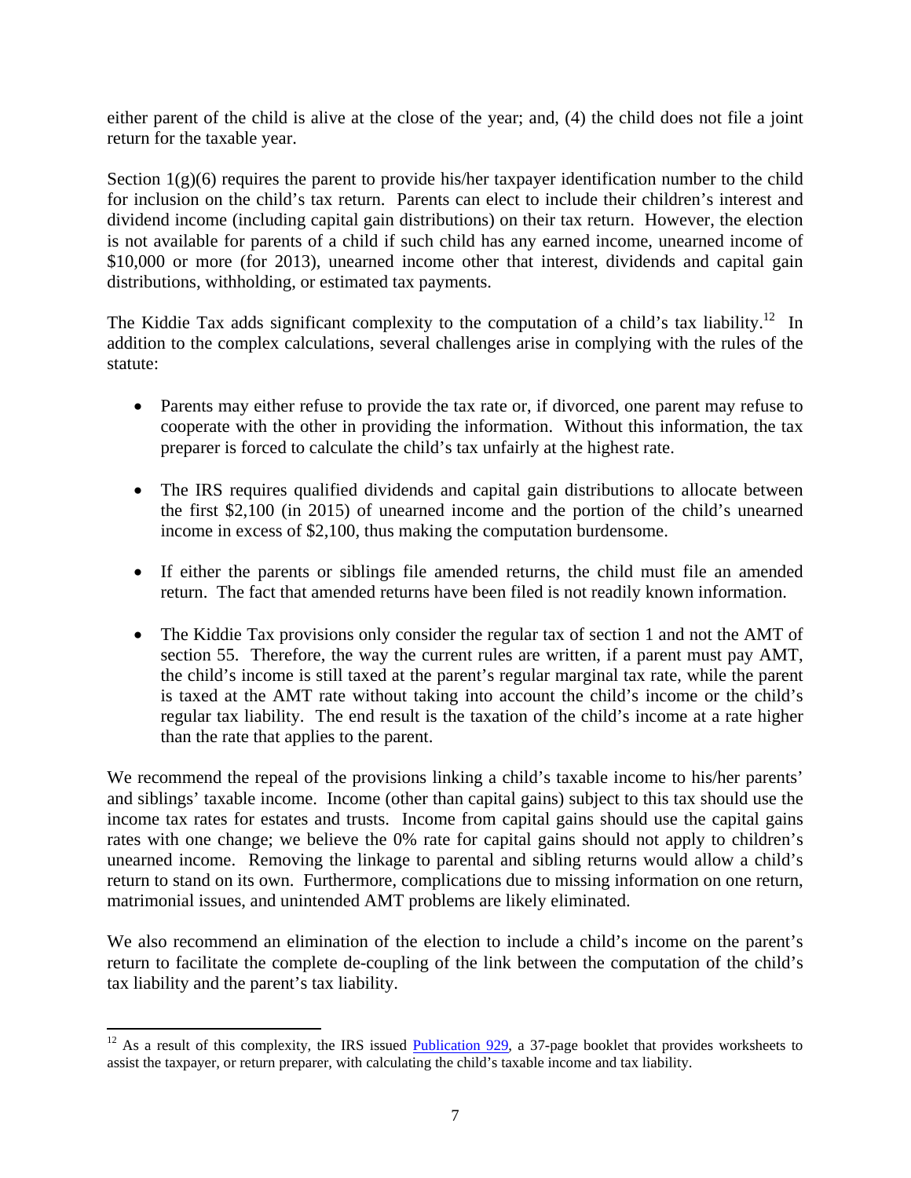either parent of the child is alive at the close of the year; and, (4) the child does not file a joint return for the taxable year.

Section 1(g)(6) requires the parent to provide his/her taxpayer identification number to the child for inclusion on the child's tax return. Parents can elect to include their children's interest and dividend income (including capital gain distributions) on their tax return. However, the election is not available for parents of a child if such child has any earned income, unearned income of $10,000 or more (for 2013), unearned income other that interest, dividends and capital gain distributions, withholding, or estimated tax payments.

The Kiddie Tax adds significant complexity to the computation of a child's tax liability.[12] In addition to the complex calculations, several challenges arise in complying with the rules of the statute:

- Parents may either refuse to provide the tax rate or, if divorced, one parent may refuse to cooperate with the other in providing the information. Without this information, the tax preparer is forced to calculate the child's tax unfairly at the highest rate.

- The IRS requires qualified dividends and capital gain distributions to allocate between the first $2,100 (in 2015) of unearned income and the portion of the child's unearned income in excess of $2,100, thus making the computation burdensome.

- If either the parents or siblings file amended returns, the child must file an amended return. The fact that amended returns have been filed is not readily known information.

- The Kiddie Tax provisions only consider the regular tax of section 1 and not the AMT of section 55. Therefore, the way the current rules are written, if a parent must pay AMT, the child's income is still taxed at the parent's regular marginal tax rate, while the parent is taxed at the AMT rate without taking into account the child's income or the child's regular tax liability. The end result is the taxation of the child's income at a rate higher than the rate that applies to the parent.

We recommend the repeal of the provisions linking a child's taxable income to his/her parents' and siblings' taxable income. Income (other than capital gains) subject to this tax should use the income tax rates for estates and trusts. Income from capital gains should use the capital gains rates with one change; we believe the 0% rate for capital gains should not apply to children's unearned income. Removing the linkage to parental and sibling returns would allow a child's return to stand on its own. Furthermore, complications due to missing information on one return, matrimonial issues, and unintended AMT problems are likely eliminated.

We also recommend an elimination of the election to include a child's income on the parent's return to facilitate the complete de-coupling of the link between the computation of the child's tax liability and the parent's tax liability.

[12] As a result of this complexity, the IRS issued Publication 929, a 37-page booklet that provides worksheets to assist the taxpayer, or return preparer, with calculating the child's taxable income and tax liability.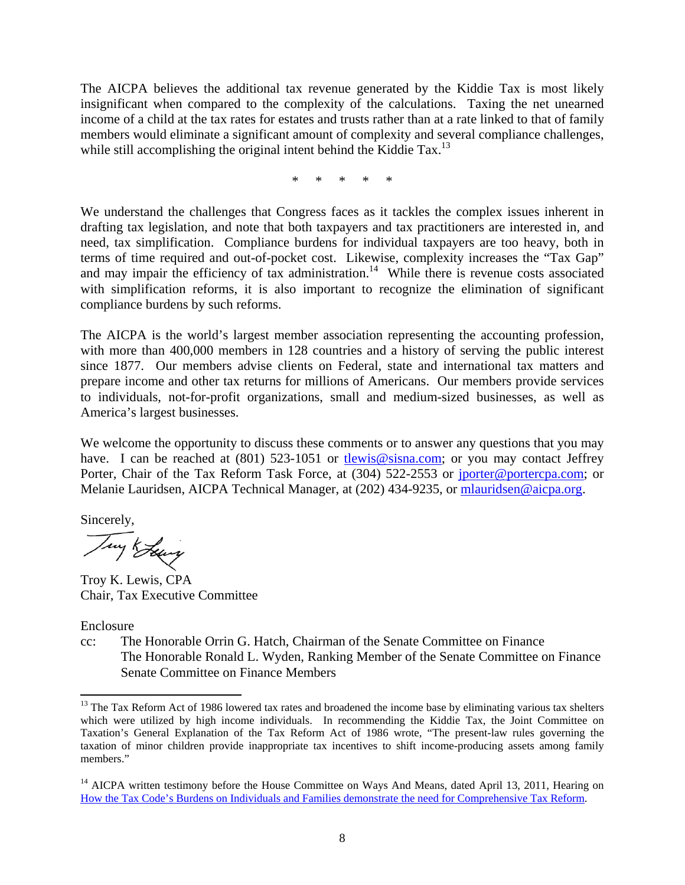The AICPA believes the additional tax revenue generated by the Kiddie Tax is most likely insignificant when compared to the complexity of the calculations. Taxing the net unearned income of a child at the tax rates for estates and trusts rather than at a rate linked to that of family members would eliminate a significant amount of complexity and several compliance challenges, while still accomplishing the original intent behind the Kiddie Tax.[13]

\* \* \* \* \*

We understand the challenges that Congress faces as it tackles the complex issues inherent in drafting tax legislation, and note that both taxpayers and tax practitioners are interested in, and need, tax simplification. Compliance burdens for individual taxpayers are too heavy, both in terms of time required and out-of-pocket cost. Likewise, complexity increases the "Tax Gap" and may impair the efficiency of tax administration.[14] While there is revenue costs associated with simplification reforms, it is also important to recognize the elimination of significant compliance burdens by such reforms.

The AICPA is the world's largest member association representing the accounting profession, with more than 400,000 members in 128 countries and a history of serving the public interest since 1877. Our members advise clients on Federal, state and international tax matters and prepare income and other tax returns for millions of Americans. Our members provide services to individuals, not-for-profit organizations, small and medium-sized businesses, as well as America's largest businesses.

We welcome the opportunity to discuss these comments or to answer any questions that you may have. I can be reached at (801) 523-1051 or tlewis@sisna.com; or you may contact Jeffrey Porter, Chair of the Tax Reform Task Force, at (304) 522-2553 or jporter@portercpa.com; or Melanie Lauridsen, AICPA Technical Manager, at (202) 434-9235, or mlauridsen@aicpa.org.

Sincerely,

Troy K. Lewis, CPA
Chair, Tax Executive Committee

Enclosure

cc: The Honorable Orrin G. Hatch, Chairman of the Senate Committee on Finance
The Honorable Ronald L. Wyden, Ranking Member of the Senate Committee on Finance
Senate Committee on Finance Members

---

[13] The Tax Reform Act of 1986 lowered tax rates and broadened the income base by eliminating various tax shelters which were utilized by high income individuals. In recommending the Kiddie Tax, the Joint Committee on Taxation's General Explanation of the Tax Reform Act of 1986 wrote, "The present-law rules governing the taxation of minor children provide inappropriate tax incentives to shift income-producing assets among family members."

[14] AICPA written testimony before the House Committee on Ways And Means, dated April 13, 2011, Hearing on How the Tax Code's Burdens on Individuals and Families demonstrate the need for Comprehensive Tax Reform.